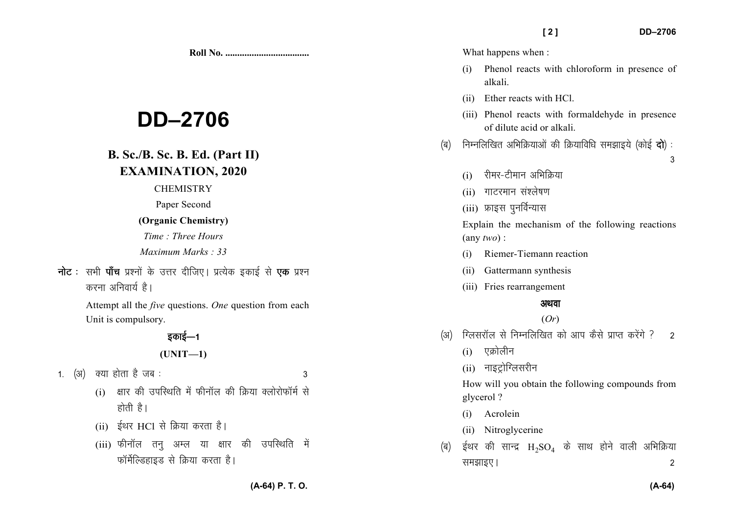**Roll No. ...................................**

# DD–2706

## B. Sc./B. Sc. B. Ed. (Part II) EXAMINATION, 2020

CHEMISTRY

Paper Second

**(Organic Chemistry)**

*Time : Three Hours*

*Maximum Marks : 33*

**नोट :** सभी **पाँच** प्रश्नों के उत्तर दीजिए। प्रत्येक इकाई से **एक** प्रश्न करना अनिवार्य है।

Attempt all the *five* questions. *One* question from each Unit is compulsory.

### इकाई—1

### (UNIT—1)

1. (अ) क्या होता है जब : 3

   (i) क्षार की उपस्थिति में फीनॉल की क्रिया क्लोरोफॉर्म से होती है।

   (ii) ईथर HCl से क्रिया करता है।

   (iii) फीनॉल तनु अम्ल या क्षार की उपस्थिति में फॉर्मेल्डिहाइड से क्रिया करता है।

   What happens when :

   (i) Phenol reacts with chloroform in presence of alkali.

   (ii) Ether reacts with HCl.

   (iii) Phenol reacts with formaldehyde in presence of dilute acid or alkali.

   (ब) निम्नलिखित अभिक्रियाओं की क्रियाविधि समझाइये (कोई **दो**) : 3

   (i) रीमर-टीमान अभिक्रिया

   (ii) गाटरमान संश्लेषण

   (iii) फ्राइस पुनर्विन्यास

   Explain the mechanism of the following reactions (any *two*) :

   (i) Riemer-Tiemann reaction

   (ii) Gattermann synthesis

   (iii) Fries rearrangement

   **अथवा**

   (*Or*)

   (अ) ग्लिसरॉल से निम्नलिखित को आप कैसे प्राप्त करेंगे ? 2

   (i) एक्रोलीन

   (ii) नाइट्रोग्लिसरीन

   How will you obtain the following compounds from glycerol ?

   (i) Acrolein

   (ii) Nitroglycerine

   (ब) ईथर की सान्द्र $H_2SO_4$ के साथ होने वाली अभिक्रिया समझाइए। 2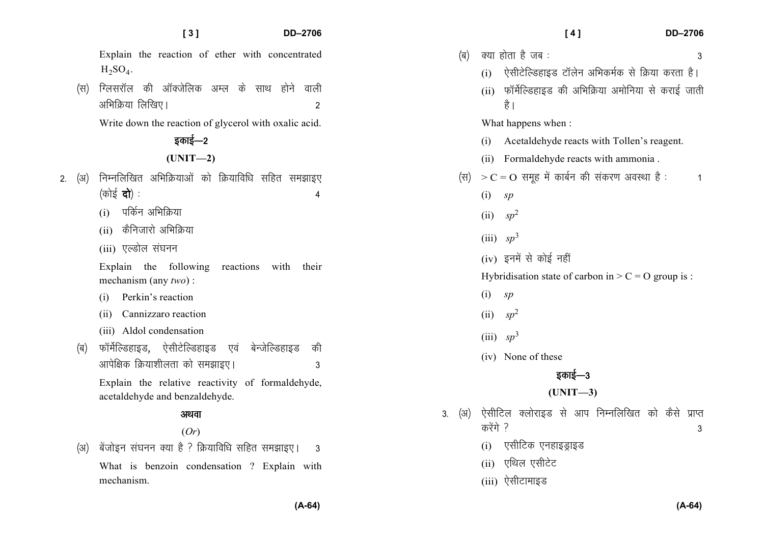Explain the reaction of ether with concentrated $H_2SO_4$.

(स) ग्लिसरॉल की ऑक्जेलिक अम्ल के साथ होने वाली अभिक्रिया लिखिए। 2

Write down the reaction of glycerol with oxalic acid.

## इकाई—2

## (UNIT—2)

2. (अ) निम्नलिखित अभिक्रियाओं को क्रियाविधि सहित समझाइए (कोई **दो**) : 4

   (i) पर्किन अभिक्रिया

   (ii) कैनिजारो अभिक्रिया

   (iii) एल्डोल संघनन

   Explain the following reactions with their mechanism (any *two*) :

   (i) Perkin's reaction

   (ii) Cannizzaro reaction

   (iii) Aldol condensation

   (ब) फॉर्मेल्डिहाइड, ऐसीटेल्डिहाइड एवं बेन्जेल्डिहाइड की आपेक्षिक क्रियाशीलता को समझाइए। 3

   Explain the relative reactivity of formaldehyde, acetaldehyde and benzaldehyde.

   **अथवा**

   (*Or*)

   (अ) बेंजोइन संघनन क्या है ? क्रियाविधि सहित समझाइए। 3

   What is benzoin condensation ? Explain with mechanism.

   (ब) क्या होता है जब : 3

   (i) ऐसीटेल्डिहाइड टॉलेन अभिकर्मक से क्रिया करता है।

   (ii) फॉर्मेल्डिहाइड की अभिक्रिया अमोनिया से कराई जाती है।

   What happens when :

   (i) Acetaldehyde reacts with Tollen's reagent.

   (ii) Formaldehyde reacts with ammonia .

   (स) $> C = O$ समूह में कार्बन की संकरण अवस्था है : 1

   (i) $sp$

   (ii) $sp^2$

   (iii) $sp^3$

   (iv) इनमें से कोई नहीं

   Hybridisation state of carbon in $> C = O$ group is :

   (i) $sp$

   (ii) $sp^2$

   (iii) $sp^3$

   (iv) None of these

## इकाई—3

## (UNIT—3)

3. (अ) ऐसीटिल क्लोराइड से आप निम्नलिखित को कैसे प्राप्त करेंगे ? 3

   (i) एसीटिक एनहाइड्राइड

   (ii) एथिल एसीटेट

   (iii) ऐसीटामाइड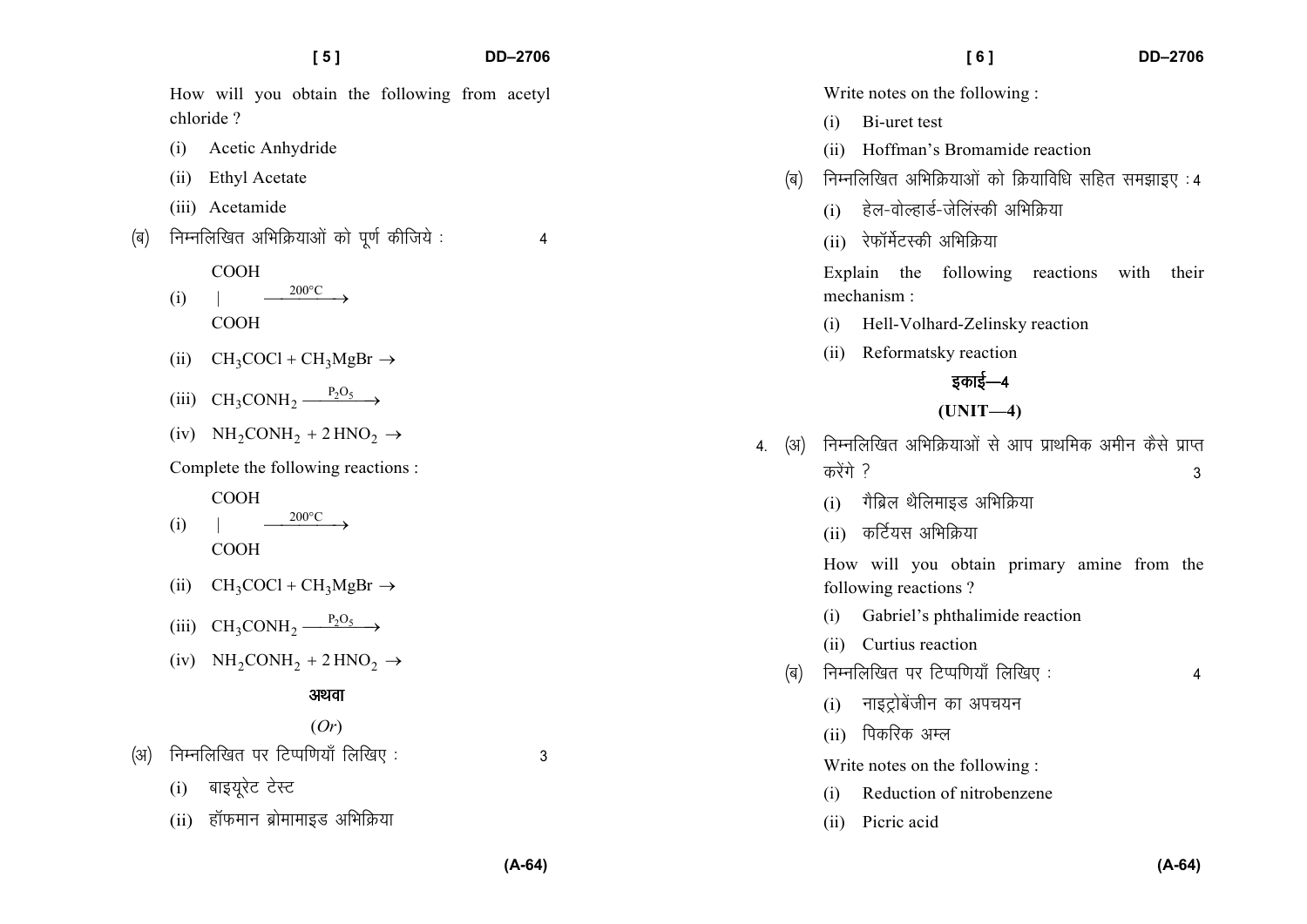How will you obtain the following from acetyl chloride ?

(i) Acetic Anhydride

(ii) Ethyl Acetate

(iii) Acetamide

(ब) निम्नलिखित अभिक्रियाओं को पूर्ण कीजिये : 4

(i) $\begin{array}{c} COOH \\ | \\ COOH \end{array} \xrightarrow{200°C}$

(ii) $CH_3COCl + CH_3MgBr \rightarrow$

(iii) $CH_3CONH_2 \xrightarrow{P_2O_5}$

(iv) $NH_2CONH_2 + 2\,HNO_2 \rightarrow$

Complete the following reactions :

(i) $\begin{array}{c} COOH \\ | \\ COOH \end{array} \xrightarrow{200°C}$

(ii) $CH_3COCl + CH_3MgBr \rightarrow$

(iii) $CH_3CONH_2 \xrightarrow{P_2O_5}$

(iv) $NH_2CONH_2 + 2\,HNO_2 \rightarrow$

अथवा

(*Or*)

(अ) निम्नलिखित पर टिप्पणियाँ लिखिए : 3

(i) बाइयूरेट टेस्ट

(ii) हॉफमान ब्रोमामाइड अभिक्रिया

Write notes on the following :

(i) Bi-uret test

(ii) Hoffman's Bromamide reaction

(ब) निम्नलिखित अभिक्रियाओं को क्रियाविधि सहित समझाइए : 4

(i) हेल-वोल्हार्ड-जेलिंस्की अभिक्रिया

(ii) रेफॉर्मेटस्की अभिक्रिया

Explain the following reactions with their mechanism :

(i) Hell-Volhard-Zelinsky reaction

(ii) Reformatsky reaction

## इकाई—4

## (UNIT—4)

4\. (अ) निम्नलिखित अभिक्रियाओं से आप प्राथमिक अमीन कैसे प्राप्त करेंगे ? 3

(i) गैब्रिल थैलिमाइड अभिक्रिया

(ii) कर्टियस अभिक्रिया

How will you obtain primary amine from the following reactions ?

(i) Gabriel's phthalimide reaction

(ii) Curtius reaction

(ब) निम्नलिखित पर टिप्पणियाँ लिखिए : 4

(i) नाइट्रोबेंजीन का अपचयन

(ii) पिकरिक अम्ल

Write notes on the following :

(i) Reduction of nitrobenzene

(ii) Picric acid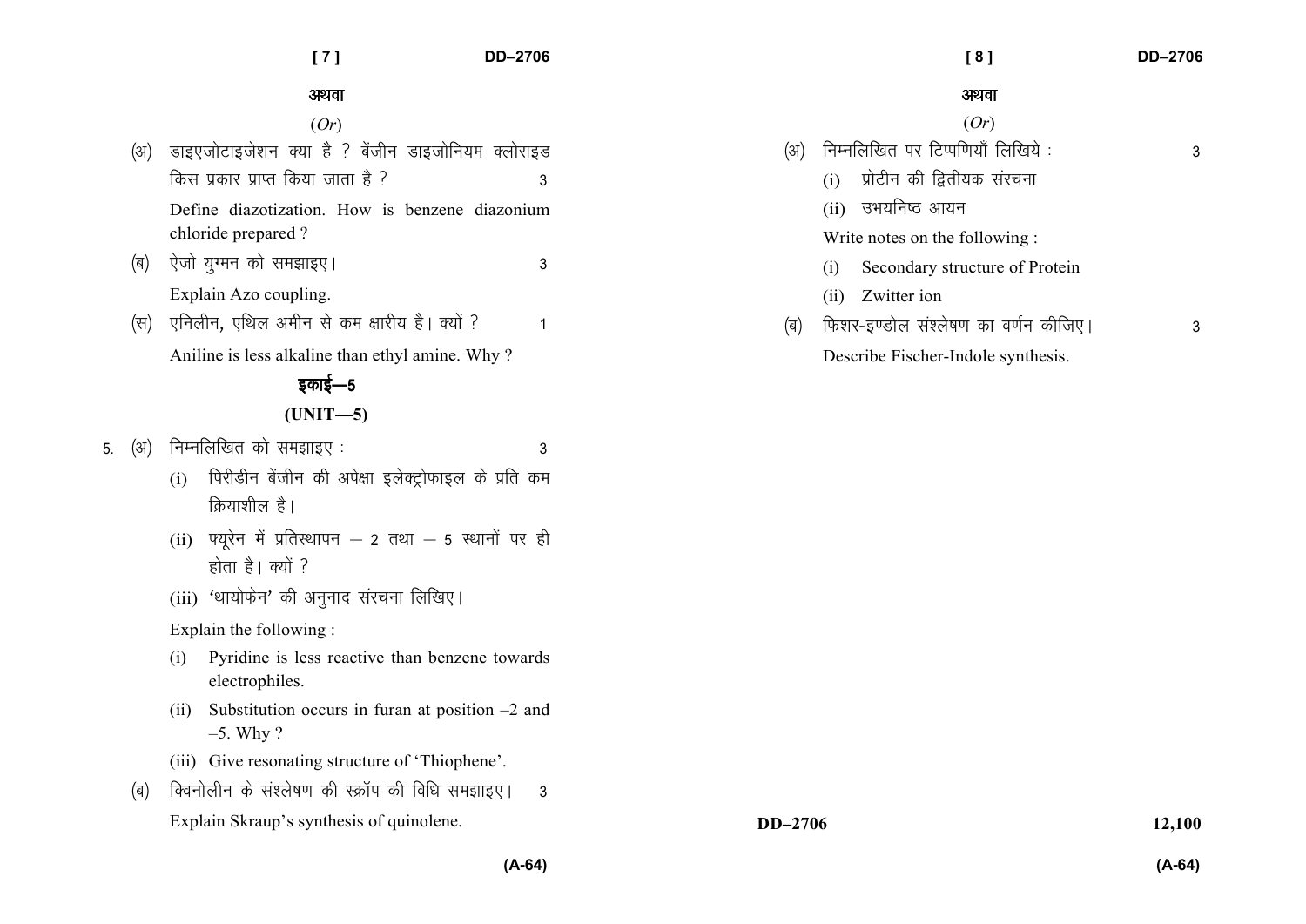अथवा

(*Or*)

(अ) डाइएजोटाइजेशन क्या है ? बेंजीन डाइजोनियम क्लोराइड किस प्रकार प्राप्त किया जाता है ? 3

Define diazotization. How is benzene diazonium chloride prepared ?

(ब) ऐजो युग्मन को समझाइए। 3

Explain Azo coupling.

(स) एनिलीन, एथिल अमीन से कम क्षारीय है। क्यों ? 1

Aniline is less alkaline than ethyl amine. Why ?

## इकाई—5

## (UNIT—5)

5. (अ) निम्नलिखित को समझाइए : 3

   (i) पिरीडीन बेंजीन की अपेक्षा इलेक्ट्रोफाइल के प्रति कम क्रियाशील है।

   (ii) फ्यूरेन में प्रतिस्थापन – 2 तथा – 5 स्थानों पर ही होता है। क्यों ?

   (iii) 'थायोफेन' की अनुनाद संरचना लिखिए।

   Explain the following :

   (i) Pyridine is less reactive than benzene towards electrophiles.

   (ii) Substitution occurs in furan at position –2 and –5. Why ?

   (iii) Give resonating structure of 'Thiophene'.

   (ब) क्विनोलीन के संश्लेषण की स्क्रॉप की विधि समझाइए। 3

   Explain Skraup's synthesis of quinolene.

अथवा

(*Or*)

(अ) निम्नलिखित पर टिप्पणियाँ लिखिये : 3

   (i) प्रोटीन की द्वितीयक संरचना

   (ii) उभयनिष्ठ आयन

   Write notes on the following :

   (i) Secondary structure of Protein

   (ii) Zwitter ion

(ब) फिशर-इण्डोल संश्लेषण का वर्णन कीजिए। 3

Describe Fischer-Indole synthesis.

DD–2706 12,100